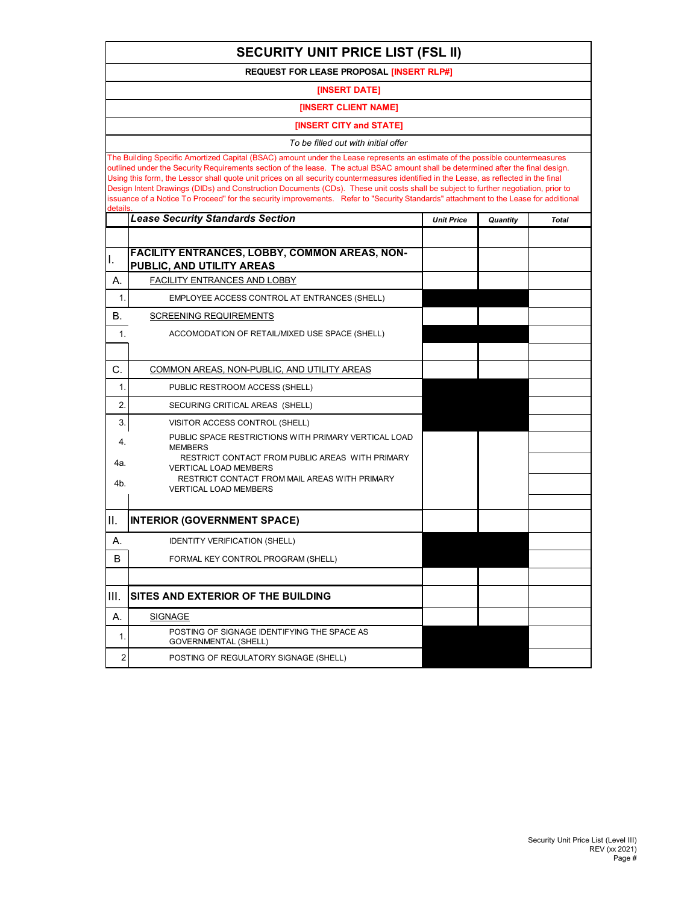# SECURITY UNIT PRICE LIST (FSL II)

**REQUEST FOR LEASE PROPOSAL [INSERT RLP#]**

**[INSERT DATE]**

**[INSERT CLIENT NAME]**

**[INSERT CITY and STATE]**

*To be filled out with initial offer*

The Building Specific Amortized Capital (BSAC) amount under the Lease represents an estimate of the possible countermeasures outlined under the Security Requirements section of the lease. The actual BSAC amount shall be determined after the final design. Using this form, the Lessor shall quote unit prices on all security countermeasures identified in the Lease, as reflected in the final Design Intent Drawings (DIDs) and Construction Documents (CDs). These unit costs shall be subject to further negotiation, prior to issuance of a Notice To Proceed" for the security improvements. Refer to "Security Standards" attachment to the Lease for additional details.

| | *Lease Security Standards Section* | *Unit Price* | *Quantity* | *Total* |
|---|---|---|---|---|
| | | | | |
| I. | **FACILITY ENTRANCES, LOBBY, COMMON AREAS, NON-PUBLIC, AND UTILITY AREAS** | | | |
| A. | FACILITY ENTRANCES AND LOBBY | | | |
| 1. | EMPLOYEE ACCESS CONTROL AT ENTRANCES (SHELL) | | | |
| B. | SCREENING REQUIREMENTS | | | |
| 1. | ACCOMODATION OF RETAIL/MIXED USE SPACE (SHELL) | | | |
| | | | | |
| C. | COMMON AREAS, NON-PUBLIC, AND UTILITY AREAS | | | |
| 1. | PUBLIC RESTROOM ACCESS (SHELL) | | | |
| 2. | SECURING CRITICAL AREAS (SHELL) | | | |
| 3. | VISITOR ACCESS CONTROL (SHELL) | | | |
| 4. | PUBLIC SPACE RESTRICTIONS WITH PRIMARY VERTICAL LOAD MEMBERS | | | |
| 4a. | RESTRICT CONTACT FROM PUBLIC AREAS WITH PRIMARY VERTICAL LOAD MEMBERS | | | |
| 4b. | RESTRICT CONTACT FROM MAIL AREAS WITH PRIMARY VERTICAL LOAD MEMBERS | | | |
| | | | | |
| II. | **INTERIOR (GOVERNMENT SPACE)** | | | |
| A. | IDENTITY VERIFICATION (SHELL) | | | |
| B | FORMAL KEY CONTROL PROGRAM (SHELL) | | | |
| | | | | |
| III. | **SITES AND EXTERIOR OF THE BUILDING** | | | |
| A. | SIGNAGE | | | |
| 1. | POSTING OF SIGNAGE IDENTIFYING THE SPACE AS GOVERNMENTAL (SHELL) | | | |
| 2 | POSTING OF REGULATORY SIGNAGE (SHELL) | | | |

Security Unit Price List (Level III)
REV (xx 2021)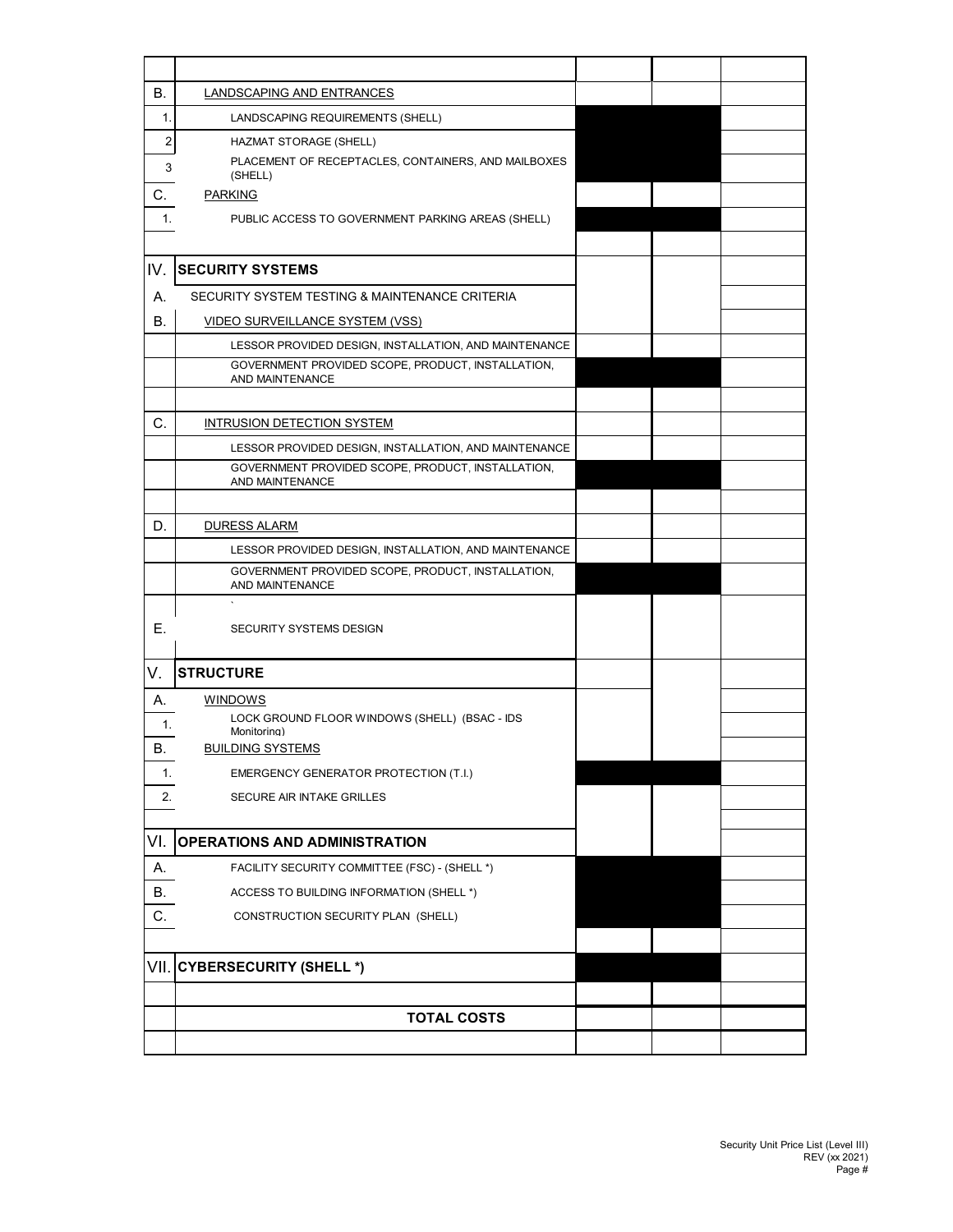| | | | | |
|---|---|---|---|---|
| | | | | |
| B. | LANDSCAPING AND ENTRANCES | | | |
| 1. | LANDSCAPING REQUIREMENTS (SHELL) | | | |
| 2 | HAZMAT STORAGE (SHELL) | | | |
| 3 | PLACEMENT OF RECEPTACLES, CONTAINERS, AND MAILBOXES (SHELL) | | | |
| C. | PARKING | | | |
| 1. | PUBLIC ACCESS TO GOVERNMENT PARKING AREAS (SHELL) | | | |
| | | | | |
| IV. | **SECURITY SYSTEMS** | | | |
| A. | SECURITY SYSTEM TESTING & MAINTENANCE CRITERIA | | | |
| B. | VIDEO SURVEILLANCE SYSTEM (VSS) | | | |
| | LESSOR PROVIDED DESIGN, INSTALLATION, AND MAINTENANCE | | | |
| | GOVERNMENT PROVIDED SCOPE, PRODUCT, INSTALLATION, AND MAINTENANCE | | | |
| | | | | |
| C. | INTRUSION DETECTION SYSTEM | | | |
| | LESSOR PROVIDED DESIGN, INSTALLATION, AND MAINTENANCE | | | |
| | GOVERNMENT PROVIDED SCOPE, PRODUCT, INSTALLATION, AND MAINTENANCE | | | |
| | | | | |
| D. | DURESS ALARM | | | |
| | LESSOR PROVIDED DESIGN, INSTALLATION, AND MAINTENANCE | | | |
| | GOVERNMENT PROVIDED SCOPE, PRODUCT, INSTALLATION, AND MAINTENANCE | | | |
| E. | SECURITY SYSTEMS DESIGN | | | |
| V. | **STRUCTURE** | | | |
| A. | WINDOWS | | | |
| 1. | LOCK GROUND FLOOR WINDOWS (SHELL) (BSAC - IDS Monitoring) | | | |
| B. | BUILDING SYSTEMS | | | |
| 1. | EMERGENCY GENERATOR PROTECTION (T.I.) | | | |
| 2. | SECURE AIR INTAKE GRILLES | | | |
| | | | | |
| VI. | **OPERATIONS AND ADMINISTRATION** | | | |
| A. | FACILITY SECURITY COMMITTEE (FSC) - (SHELL *) | | | |
| B. | ACCESS TO BUILDING INFORMATION (SHELL *) | | | |
| C. | CONSTRUCTION SECURITY PLAN (SHELL) | | | |
| | | | | |
| VII. | **CYBERSECURITY (SHELL *)** | | | |
| | | | | |
| | **TOTAL COSTS** | | | |
| | | | | |